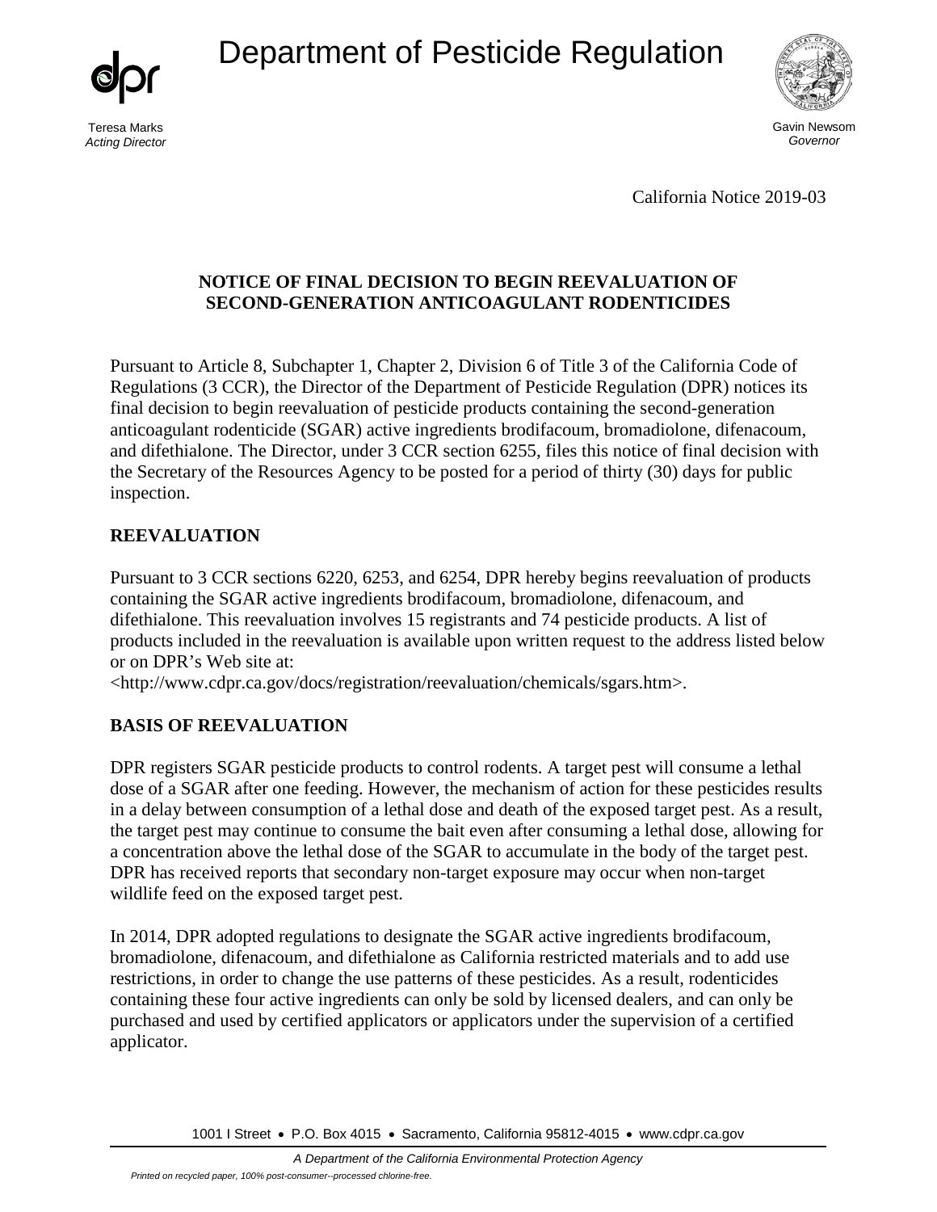# Department of Pesticide Regulation

Teresa Marks
*Acting Director*

Gavin Newsom
*Governor*

California Notice 2019-03

**NOTICE OF FINAL DECISION TO BEGIN REEVALUATION OF SECOND-GENERATION ANTICOAGULANT RODENTICIDES**

Pursuant to Article 8, Subchapter 1, Chapter 2, Division 6 of Title 3 of the California Code of Regulations (3 CCR), the Director of the Department of Pesticide Regulation (DPR) notices its final decision to begin reevaluation of pesticide products containing the second-generation anticoagulant rodenticide (SGAR) active ingredients brodifacoum, bromadiolone, difenacoum, and difethialone. The Director, under 3 CCR section 6255, files this notice of final decision with the Secretary of the Resources Agency to be posted for a period of thirty (30) days for public inspection.

## REEVALUATION

Pursuant to 3 CCR sections 6220, 6253, and 6254, DPR hereby begins reevaluation of products containing the SGAR active ingredients brodifacoum, bromadiolone, difenacoum, and difethialone. This reevaluation involves 15 registrants and 74 pesticide products. A list of products included in the reevaluation is available upon written request to the address listed below or on DPR's Web site at:
<http://www.cdpr.ca.gov/docs/registration/reevaluation/chemicals/sgars.htm>.

## BASIS OF REEVALUATION

DPR registers SGAR pesticide products to control rodents. A target pest will consume a lethal dose of a SGAR after one feeding. However, the mechanism of action for these pesticides results in a delay between consumption of a lethal dose and death of the exposed target pest. As a result, the target pest may continue to consume the bait even after consuming a lethal dose, allowing for a concentration above the lethal dose of the SGAR to accumulate in the body of the target pest. DPR has received reports that secondary non-target exposure may occur when non-target wildlife feed on the exposed target pest.

In 2014, DPR adopted regulations to designate the SGAR active ingredients brodifacoum, bromadiolone, difenacoum, and difethialone as California restricted materials and to add use restrictions, in order to change the use patterns of these pesticides. As a result, rodenticides containing these four active ingredients can only be sold by licensed dealers, and can only be purchased and used by certified applicators or applicators under the supervision of a certified applicator.

1001 I Street • P.O. Box 4015 • Sacramento, California 95812-4015 • www.cdpr.ca.gov

*A Department of the California Environmental Protection Agency*

*Printed on recycled paper, 100% post-consumer--processed chlorine-free.*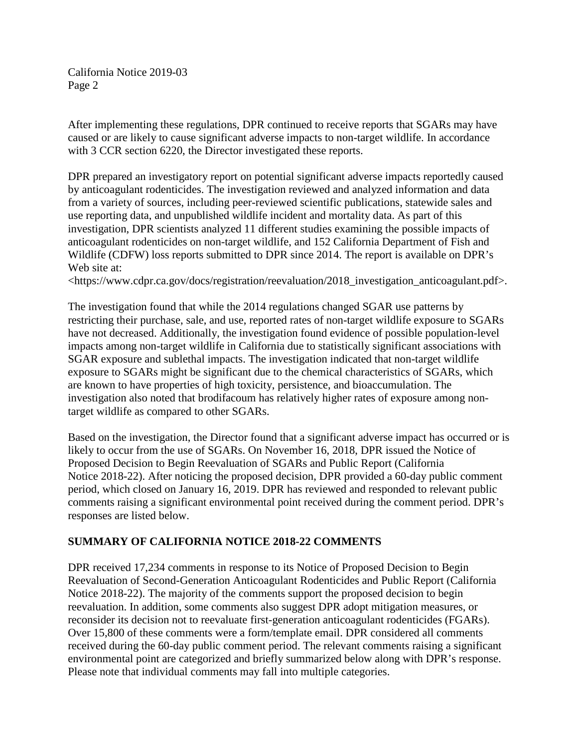After implementing these regulations, DPR continued to receive reports that SGARs may have caused or are likely to cause significant adverse impacts to non-target wildlife. In accordance with 3 CCR section 6220, the Director investigated these reports.

DPR prepared an investigatory report on potential significant adverse impacts reportedly caused by anticoagulant rodenticides. The investigation reviewed and analyzed information and data from a variety of sources, including peer-reviewed scientific publications, statewide sales and use reporting data, and unpublished wildlife incident and mortality data. As part of this investigation, DPR scientists analyzed 11 different studies examining the possible impacts of anticoagulant rodenticides on non-target wildlife, and 152 California Department of Fish and Wildlife (CDFW) loss reports submitted to DPR since 2014. The report is available on DPR's Web site at:
<https://www.cdpr.ca.gov/docs/registration/reevaluation/2018_investigation_anticoagulant.pdf>.

The investigation found that while the 2014 regulations changed SGAR use patterns by restricting their purchase, sale, and use, reported rates of non-target wildlife exposure to SGARs have not decreased. Additionally, the investigation found evidence of possible population-level impacts among non-target wildlife in California due to statistically significant associations with SGAR exposure and sublethal impacts. The investigation indicated that non-target wildlife exposure to SGARs might be significant due to the chemical characteristics of SGARs, which are known to have properties of high toxicity, persistence, and bioaccumulation. The investigation also noted that brodifacoum has relatively higher rates of exposure among non-target wildlife as compared to other SGARs.

Based on the investigation, the Director found that a significant adverse impact has occurred or is likely to occur from the use of SGARs. On November 16, 2018, DPR issued the Notice of Proposed Decision to Begin Reevaluation of SGARs and Public Report (California Notice 2018-22). After noticing the proposed decision, DPR provided a 60-day public comment period, which closed on January 16, 2019. DPR has reviewed and responded to relevant public comments raising a significant environmental point received during the comment period. DPR's responses are listed below.

## SUMMARY OF CALIFORNIA NOTICE 2018-22 COMMENTS

DPR received 17,234 comments in response to its Notice of Proposed Decision to Begin Reevaluation of Second-Generation Anticoagulant Rodenticides and Public Report (California Notice 2018-22). The majority of the comments support the proposed decision to begin reevaluation. In addition, some comments also suggest DPR adopt mitigation measures, or reconsider its decision not to reevaluate first-generation anticoagulant rodenticides (FGARs). Over 15,800 of these comments were a form/template email. DPR considered all comments received during the 60-day public comment period. The relevant comments raising a significant environmental point are categorized and briefly summarized below along with DPR's response. Please note that individual comments may fall into multiple categories.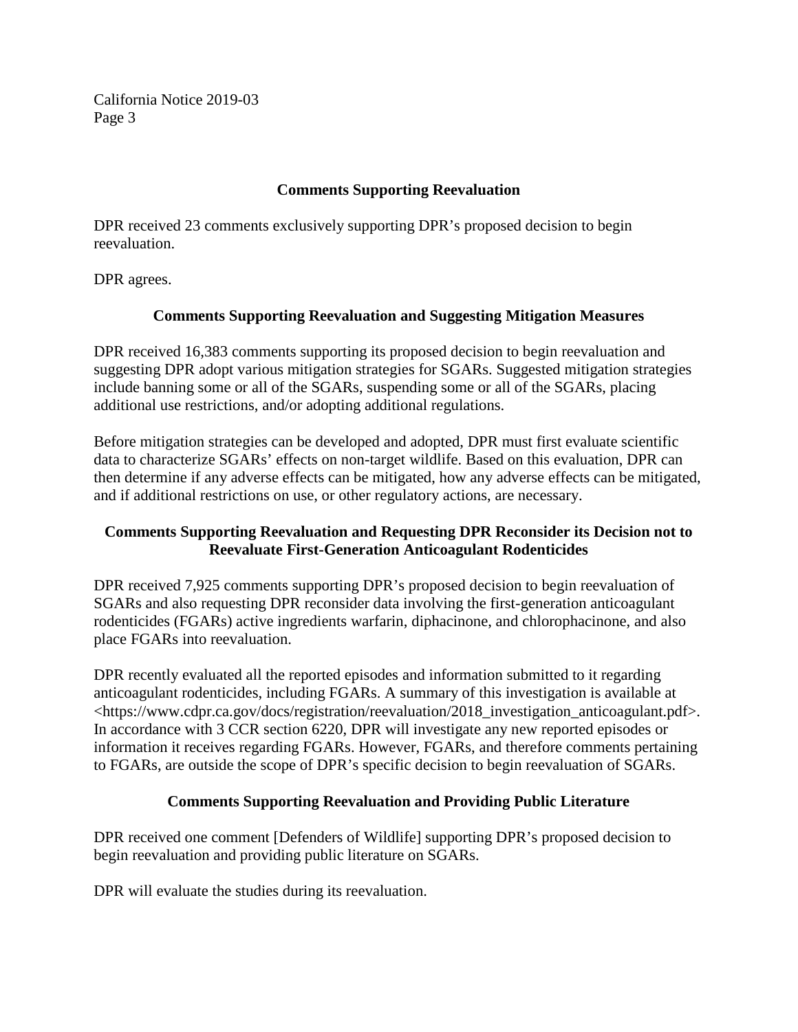## Comments Supporting Reevaluation

DPR received 23 comments exclusively supporting DPR's proposed decision to begin reevaluation.

DPR agrees.

## Comments Supporting Reevaluation and Suggesting Mitigation Measures

DPR received 16,383 comments supporting its proposed decision to begin reevaluation and suggesting DPR adopt various mitigation strategies for SGARs. Suggested mitigation strategies include banning some or all of the SGARs, suspending some or all of the SGARs, placing additional use restrictions, and/or adopting additional regulations.

Before mitigation strategies can be developed and adopted, DPR must first evaluate scientific data to characterize SGARs' effects on non-target wildlife. Based on this evaluation, DPR can then determine if any adverse effects can be mitigated, how any adverse effects can be mitigated, and if additional restrictions on use, or other regulatory actions, are necessary.

## Comments Supporting Reevaluation and Requesting DPR Reconsider its Decision not to Reevaluate First-Generation Anticoagulant Rodenticides

DPR received 7,925 comments supporting DPR's proposed decision to begin reevaluation of SGARs and also requesting DPR reconsider data involving the first-generation anticoagulant rodenticides (FGARs) active ingredients warfarin, diphacinone, and chlorophacinone, and also place FGARs into reevaluation.

DPR recently evaluated all the reported episodes and information submitted to it regarding anticoagulant rodenticides, including FGARs. A summary of this investigation is available at <https://www.cdpr.ca.gov/docs/registration/reevaluation/2018_investigation_anticoagulant.pdf>. In accordance with 3 CCR section 6220, DPR will investigate any new reported episodes or information it receives regarding FGARs. However, FGARs, and therefore comments pertaining to FGARs, are outside the scope of DPR's specific decision to begin reevaluation of SGARs.

## Comments Supporting Reevaluation and Providing Public Literature

DPR received one comment [Defenders of Wildlife] supporting DPR's proposed decision to begin reevaluation and providing public literature on SGARs.

DPR will evaluate the studies during its reevaluation.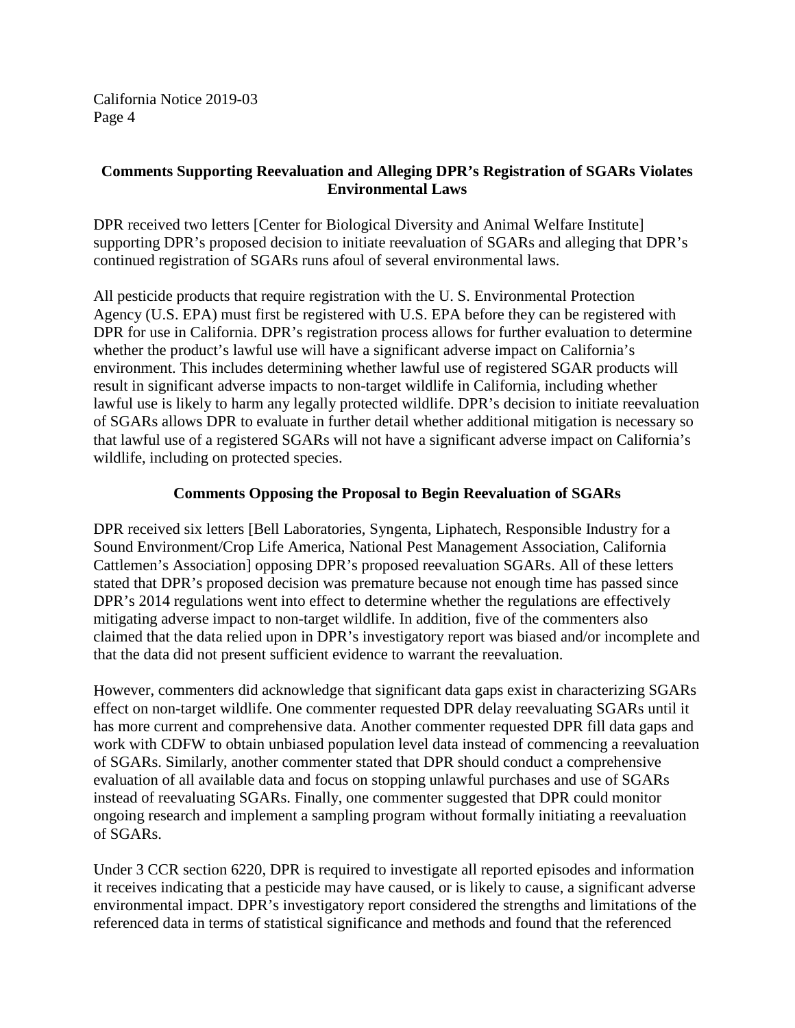### Comments Supporting Reevaluation and Alleging DPR's Registration of SGARs Violates Environmental Laws

DPR received two letters [Center for Biological Diversity and Animal Welfare Institute] supporting DPR's proposed decision to initiate reevaluation of SGARs and alleging that DPR's continued registration of SGARs runs afoul of several environmental laws.

All pesticide products that require registration with the U. S. Environmental Protection Agency (U.S. EPA) must first be registered with U.S. EPA before they can be registered with DPR for use in California. DPR's registration process allows for further evaluation to determine whether the product's lawful use will have a significant adverse impact on California's environment. This includes determining whether lawful use of registered SGAR products will result in significant adverse impacts to non-target wildlife in California, including whether lawful use is likely to harm any legally protected wildlife. DPR's decision to initiate reevaluation of SGARs allows DPR to evaluate in further detail whether additional mitigation is necessary so that lawful use of a registered SGARs will not have a significant adverse impact on California's wildlife, including on protected species.

### Comments Opposing the Proposal to Begin Reevaluation of SGARs

DPR received six letters [Bell Laboratories, Syngenta, Liphatech, Responsible Industry for a Sound Environment/Crop Life America, National Pest Management Association, California Cattlemen's Association] opposing DPR's proposed reevaluation SGARs. All of these letters stated that DPR's proposed decision was premature because not enough time has passed since DPR's 2014 regulations went into effect to determine whether the regulations are effectively mitigating adverse impact to non-target wildlife. In addition, five of the commenters also claimed that the data relied upon in DPR's investigatory report was biased and/or incomplete and that the data did not present sufficient evidence to warrant the reevaluation.

However, commenters did acknowledge that significant data gaps exist in characterizing SGARs effect on non-target wildlife. One commenter requested DPR delay reevaluating SGARs until it has more current and comprehensive data. Another commenter requested DPR fill data gaps and work with CDFW to obtain unbiased population level data instead of commencing a reevaluation of SGARs. Similarly, another commenter stated that DPR should conduct a comprehensive evaluation of all available data and focus on stopping unlawful purchases and use of SGARs instead of reevaluating SGARs. Finally, one commenter suggested that DPR could monitor ongoing research and implement a sampling program without formally initiating a reevaluation of SGARs.

Under 3 CCR section 6220, DPR is required to investigate all reported episodes and information it receives indicating that a pesticide may have caused, or is likely to cause, a significant adverse environmental impact. DPR's investigatory report considered the strengths and limitations of the referenced data in terms of statistical significance and methods and found that the referenced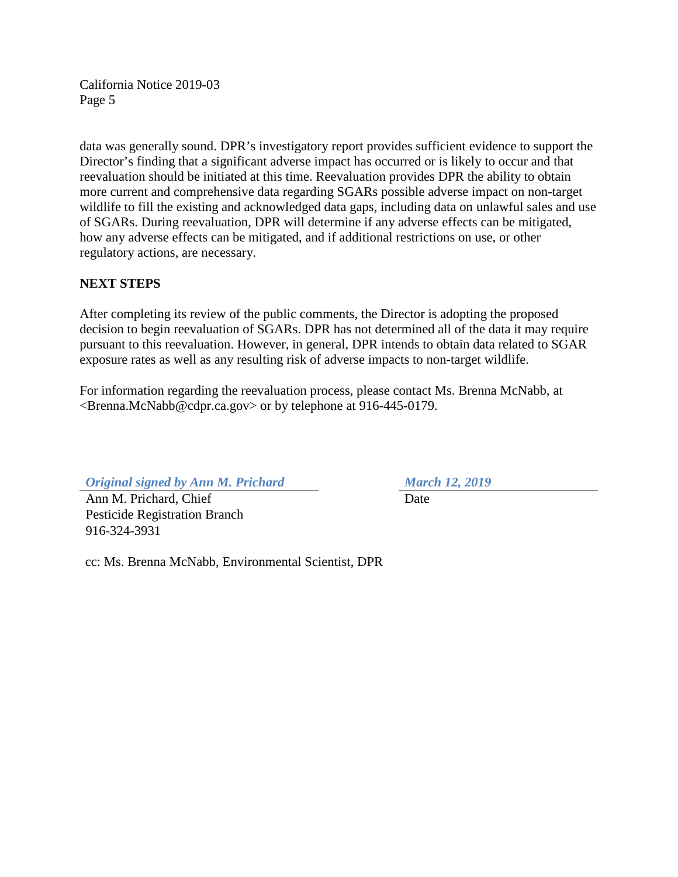data was generally sound. DPR's investigatory report provides sufficient evidence to support the Director's finding that a significant adverse impact has occurred or is likely to occur and that reevaluation should be initiated at this time. Reevaluation provides DPR the ability to obtain more current and comprehensive data regarding SGARs possible adverse impact on non-target wildlife to fill the existing and acknowledged data gaps, including data on unlawful sales and use of SGARs. During reevaluation, DPR will determine if any adverse effects can be mitigated, how any adverse effects can be mitigated, and if additional restrictions on use, or other regulatory actions, are necessary.

**NEXT STEPS**

After completing its review of the public comments, the Director is adopting the proposed decision to begin reevaluation of SGARs. DPR has not determined all of the data it may require pursuant to this reevaluation. However, in general, DPR intends to obtain data related to SGAR exposure rates as well as any resulting risk of adverse impacts to non-target wildlife.

For information regarding the reevaluation process, please contact Ms. Brenna McNabb, at <Brenna.McNabb@cdpr.ca.gov> or by telephone at 916-445-0179.

***Original signed by Ann M. Prichard***
Ann M. Prichard, Chief
Pesticide Registration Branch
916-324-3931

***March 12, 2019***
Date

cc: Ms. Brenna McNabb, Environmental Scientist, DPR